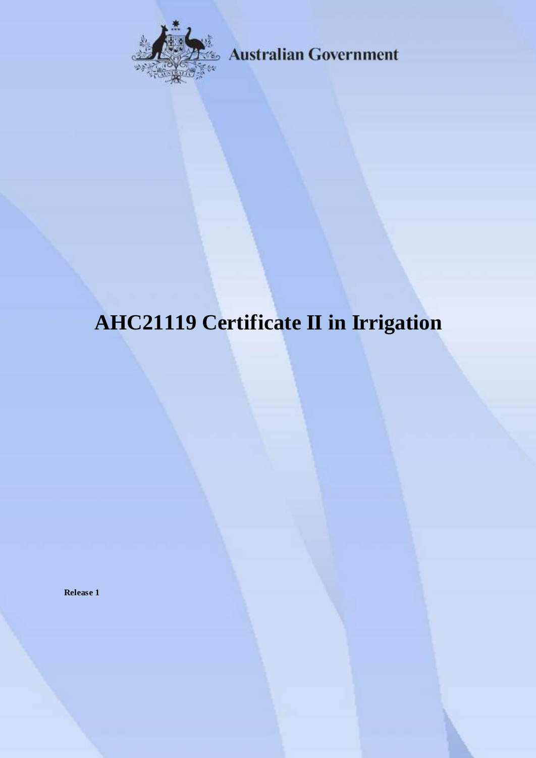Australian Government

# AHC21119 Certificate II in Irrigation

**Release 1**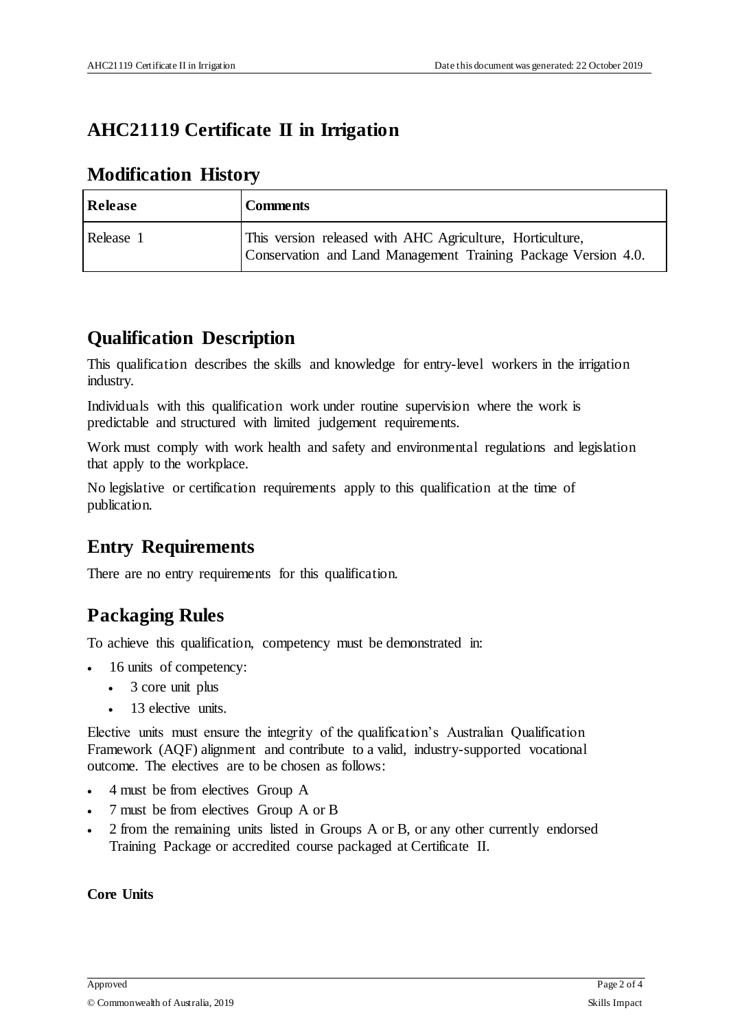# AHC21119 Certificate II in Irrigation

## Modification History

| Release | Comments |
| --- | --- |
| Release 1 | This version released with AHC Agriculture, Horticulture, Conservation and Land Management Training Package Version 4.0. |

## Qualification Description

This qualification describes the skills and knowledge for entry-level workers in the irrigation industry.

Individuals with this qualification work under routine supervision where the work is predictable and structured with limited judgement requirements.

Work must comply with work health and safety and environmental regulations and legislation that apply to the workplace.

No legislative or certification requirements apply to this qualification at the time of publication.

## Entry Requirements

There are no entry requirements for this qualification.

## Packaging Rules

To achieve this qualification, competency must be demonstrated in:

- 16 units of competency:
  - 3 core unit plus
  - 13 elective units.

Elective units must ensure the integrity of the qualification's Australian Qualification Framework (AQF) alignment and contribute to a valid, industry-supported vocational outcome. The electives are to be chosen as follows:

- 4 must be from electives Group A
- 7 must be from electives Group A or B
- 2 from the remaining units listed in Groups A or B, or any other currently endorsed Training Package or accredited course packaged at Certificate II.

**Core Units**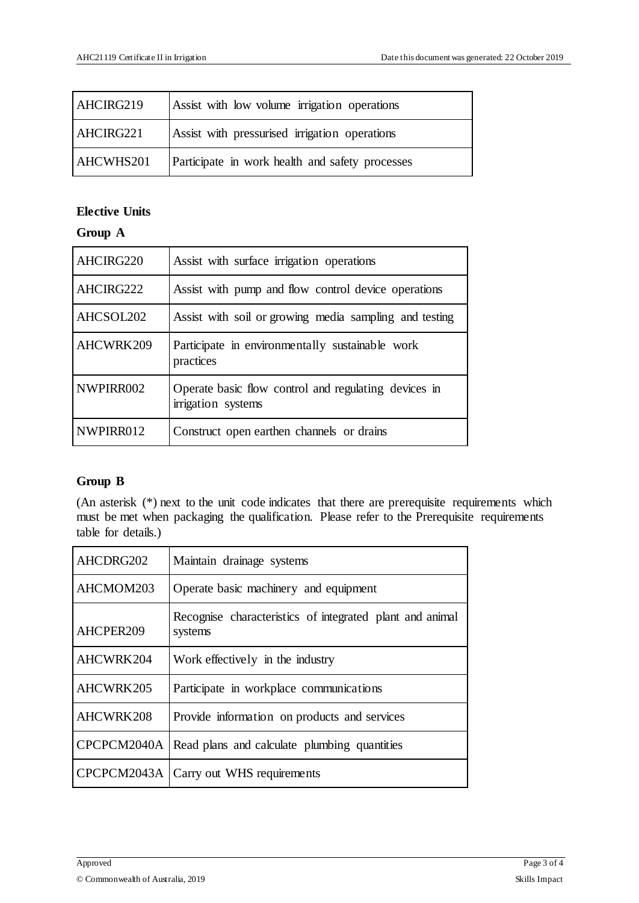| | |
|---|---|
| AHCIRG219 | Assist with low volume irrigation operations |
| AHCIRG221 | Assist with pressurised irrigation operations |
| AHCWHS201 | Participate in work health and safety processes |

**Elective Units**

**Group A**

| | |
|---|---|
| AHCIRG220 | Assist with surface irrigation operations |
| AHCIRG222 | Assist with pump and flow control device operations |
| AHCSOL202 | Assist with soil or growing media sampling and testing |
| AHCWRK209 | Participate in environmentally sustainable work practices |
| NWPIRR002 | Operate basic flow control and regulating devices in irrigation systems |
| NWPIRR012 | Construct open earthen channels or drains |

**Group B**

(An asterisk (*) next to the unit code indicates that there are prerequisite requirements which must be met when packaging the qualification. Please refer to the Prerequisite requirements table for details.)

| | |
|---|---|
| AHCDRG202 | Maintain drainage systems |
| AHCMOM203 | Operate basic machinery and equipment |
| AHCPER209 | Recognise characteristics of integrated plant and animal systems |
| AHCWRK204 | Work effectively in the industry |
| AHCWRK205 | Participate in workplace communications |
| AHCWRK208 | Provide information on products and services |
| CPCPCM2040A | Read plans and calculate plumbing quantities |
| CPCPCM2043A | Carry out WHS requirements |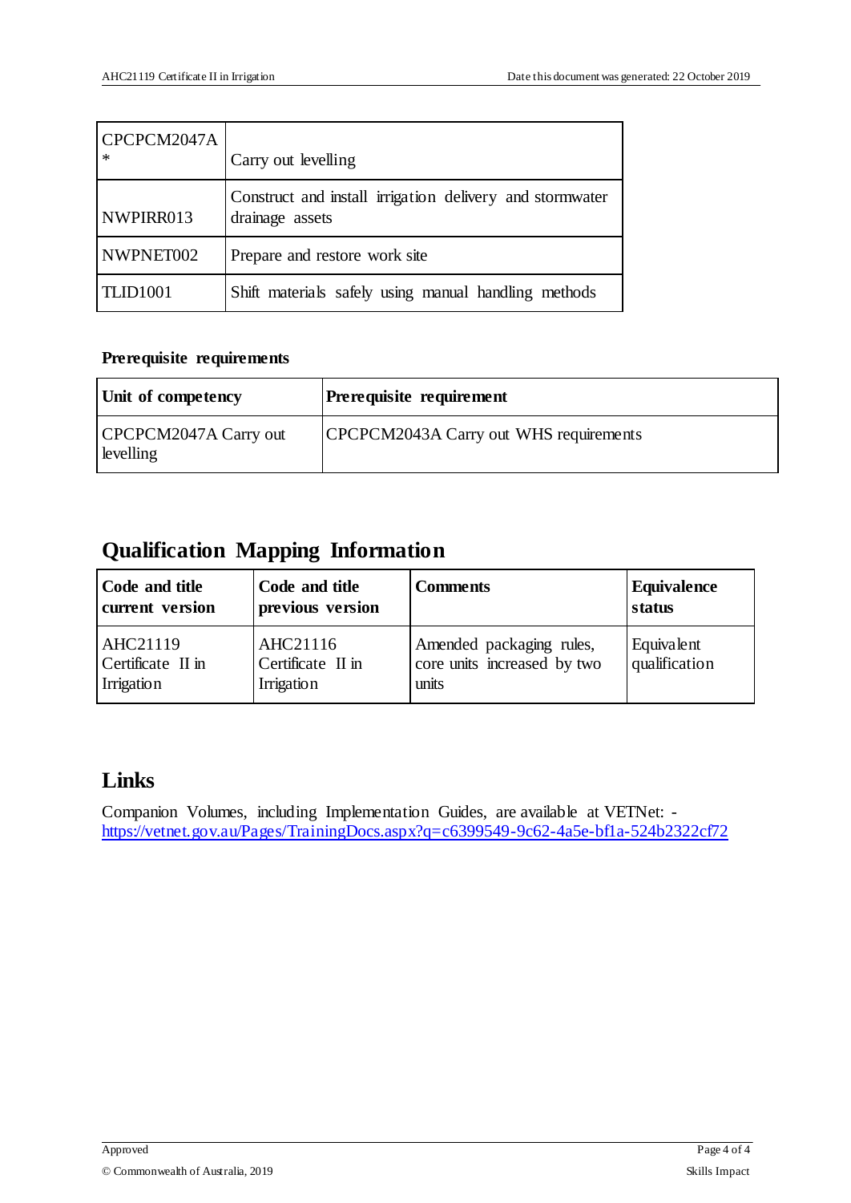| | |
|---|---|
| CPCPCM2047A * | Carry out levelling |
| NWPIRR013 | Construct and install irrigation delivery and stormwater drainage assets |
| NWPNET002 | Prepare and restore work site |
| TLID1001 | Shift materials safely using manual handling methods |

**Prerequisite requirements**

| Unit of competency | Prerequisite requirement |
|---|---|
| CPCPCM2047A Carry out levelling | CPCPCM2043A Carry out WHS requirements |

## Qualification Mapping Information

| Code and title current version | Code and title previous version | Comments | Equivalence status |
|---|---|---|---|
| AHC21119 Certificate II in Irrigation | AHC21116 Certificate II in Irrigation | Amended packaging rules, core units increased by two units | Equivalent qualification |

## Links

Companion Volumes, including Implementation Guides, are available at VETNet: - https://vetnet.gov.au/Pages/TrainingDocs.aspx?q=c6399549-9c62-4a5e-bf1a-524b2322cf72